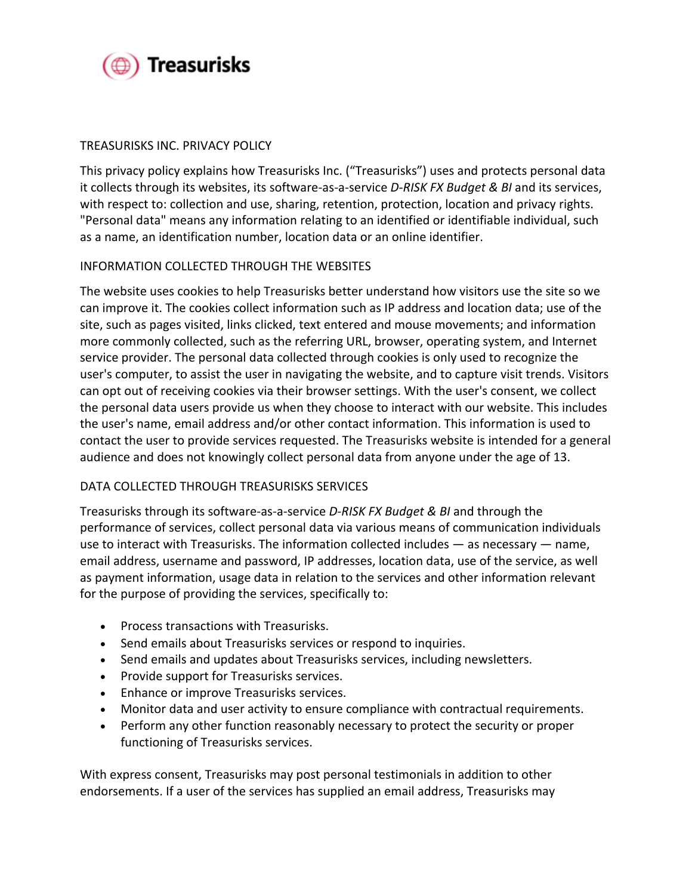Treasurisks

# TREASURISKS INC. PRIVACY POLICY

This privacy policy explains how Treasurisks Inc. ("Treasurisks") uses and protects personal data it collects through its websites, its software-as-a-service *D-RISK FX Budget & BI* and its services, with respect to: collection and use, sharing, retention, protection, location and privacy rights. "Personal data" means any information relating to an identified or identifiable individual, such as a name, an identification number, location data or an online identifier.

## INFORMATION COLLECTED THROUGH THE WEBSITES

The website uses cookies to help Treasurisks better understand how visitors use the site so we can improve it. The cookies collect information such as IP address and location data; use of the site, such as pages visited, links clicked, text entered and mouse movements; and information more commonly collected, such as the referring URL, browser, operating system, and Internet service provider. The personal data collected through cookies is only used to recognize the user's computer, to assist the user in navigating the website, and to capture visit trends. Visitors can opt out of receiving cookies via their browser settings. With the user's consent, we collect the personal data users provide us when they choose to interact with our website. This includes the user's name, email address and/or other contact information. This information is used to contact the user to provide services requested. The Treasurisks website is intended for a general audience and does not knowingly collect personal data from anyone under the age of 13.

## DATA COLLECTED THROUGH TREASURISKS SERVICES

Treasurisks through its software-as-a-service *D-RISK FX Budget & BI* and through the performance of services, collect personal data via various means of communication individuals use to interact with Treasurisks. The information collected includes — as necessary — name, email address, username and password, IP addresses, location data, use of the service, as well as payment information, usage data in relation to the services and other information relevant for the purpose of providing the services, specifically to:

- Process transactions with Treasurisks.
- Send emails about Treasurisks services or respond to inquiries.
- Send emails and updates about Treasurisks services, including newsletters.
- Provide support for Treasurisks services.
- Enhance or improve Treasurisks services.
- Monitor data and user activity to ensure compliance with contractual requirements.
- Perform any other function reasonably necessary to protect the security or proper functioning of Treasurisks services.

With express consent, Treasurisks may post personal testimonials in addition to other endorsements. If a user of the services has supplied an email address, Treasurisks may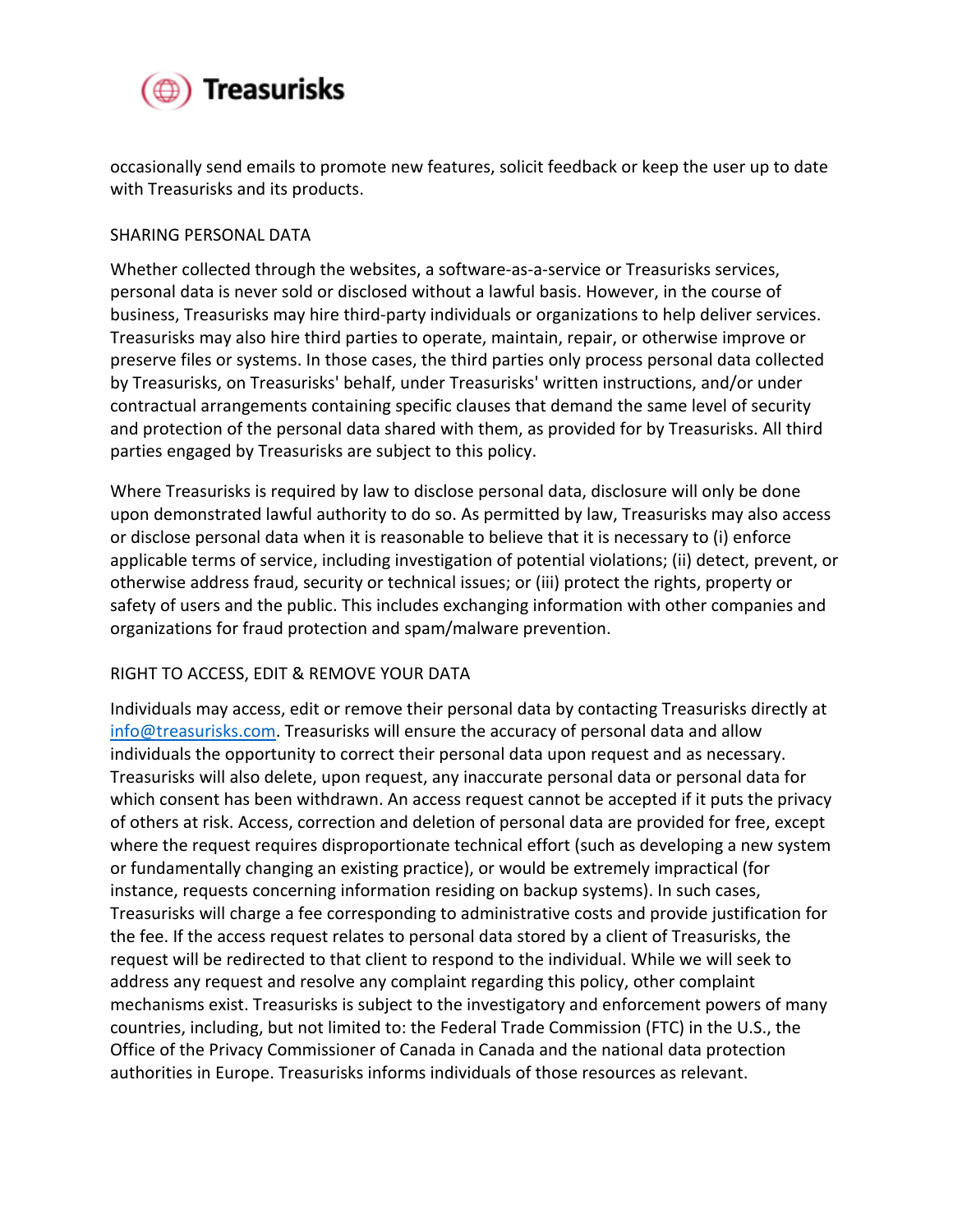occasionally send emails to promote new features, solicit feedback or keep the user up to date with Treasurisks and its products.

## SHARING PERSONAL DATA

Whether collected through the websites, a software-as-a-service or Treasurisks services, personal data is never sold or disclosed without a lawful basis. However, in the course of business, Treasurisks may hire third-party individuals or organizations to help deliver services. Treasurisks may also hire third parties to operate, maintain, repair, or otherwise improve or preserve files or systems. In those cases, the third parties only process personal data collected by Treasurisks, on Treasurisks' behalf, under Treasurisks' written instructions, and/or under contractual arrangements containing specific clauses that demand the same level of security and protection of the personal data shared with them, as provided for by Treasurisks. All third parties engaged by Treasurisks are subject to this policy.

Where Treasurisks is required by law to disclose personal data, disclosure will only be done upon demonstrated lawful authority to do so. As permitted by law, Treasurisks may also access or disclose personal data when it is reasonable to believe that it is necessary to (i) enforce applicable terms of service, including investigation of potential violations; (ii) detect, prevent, or otherwise address fraud, security or technical issues; or (iii) protect the rights, property or safety of users and the public. This includes exchanging information with other companies and organizations for fraud protection and spam/malware prevention.

## RIGHT TO ACCESS, EDIT & REMOVE YOUR DATA

Individuals may access, edit or remove their personal data by contacting Treasurisks directly at info@treasurisks.com. Treasurisks will ensure the accuracy of personal data and allow individuals the opportunity to correct their personal data upon request and as necessary. Treasurisks will also delete, upon request, any inaccurate personal data or personal data for which consent has been withdrawn. An access request cannot be accepted if it puts the privacy of others at risk. Access, correction and deletion of personal data are provided for free, except where the request requires disproportionate technical effort (such as developing a new system or fundamentally changing an existing practice), or would be extremely impractical (for instance, requests concerning information residing on backup systems). In such cases, Treasurisks will charge a fee corresponding to administrative costs and provide justification for the fee. If the access request relates to personal data stored by a client of Treasurisks, the request will be redirected to that client to respond to the individual. While we will seek to address any request and resolve any complaint regarding this policy, other complaint mechanisms exist. Treasurisks is subject to the investigatory and enforcement powers of many countries, including, but not limited to: the Federal Trade Commission (FTC) in the U.S., the Office of the Privacy Commissioner of Canada in Canada and the national data protection authorities in Europe. Treasurisks informs individuals of those resources as relevant.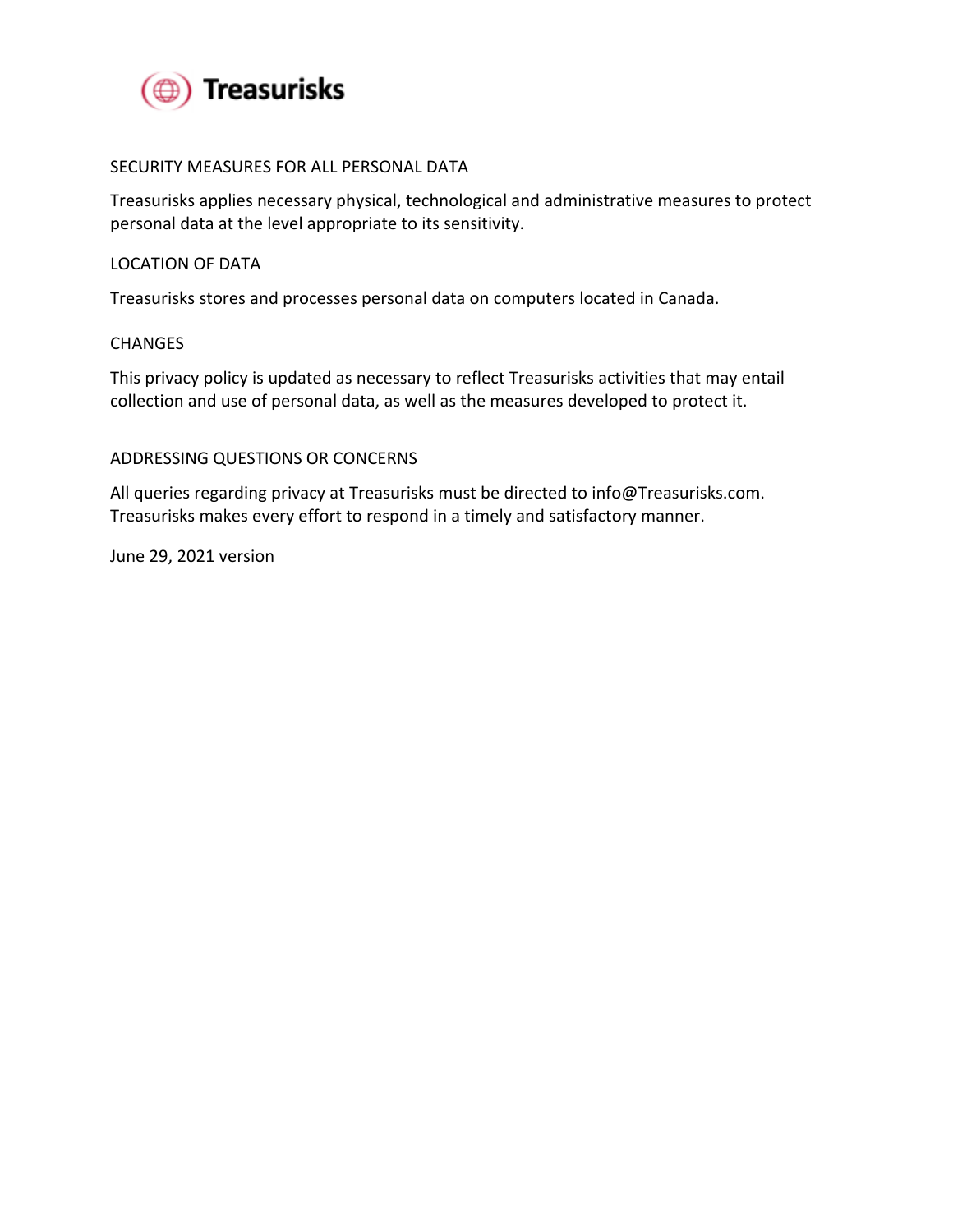Treasurisks

## SECURITY MEASURES FOR ALL PERSONAL DATA

Treasurisks applies necessary physical, technological and administrative measures to protect personal data at the level appropriate to its sensitivity.

## LOCATION OF DATA

Treasurisks stores and processes personal data on computers located in Canada.

## CHANGES

This privacy policy is updated as necessary to reflect Treasurisks activities that may entail collection and use of personal data, as well as the measures developed to protect it.

## ADDRESSING QUESTIONS OR CONCERNS

All queries regarding privacy at Treasurisks must be directed to info@Treasurisks.com. Treasurisks makes every effort to respond in a timely and satisfactory manner.

June 29, 2021 version